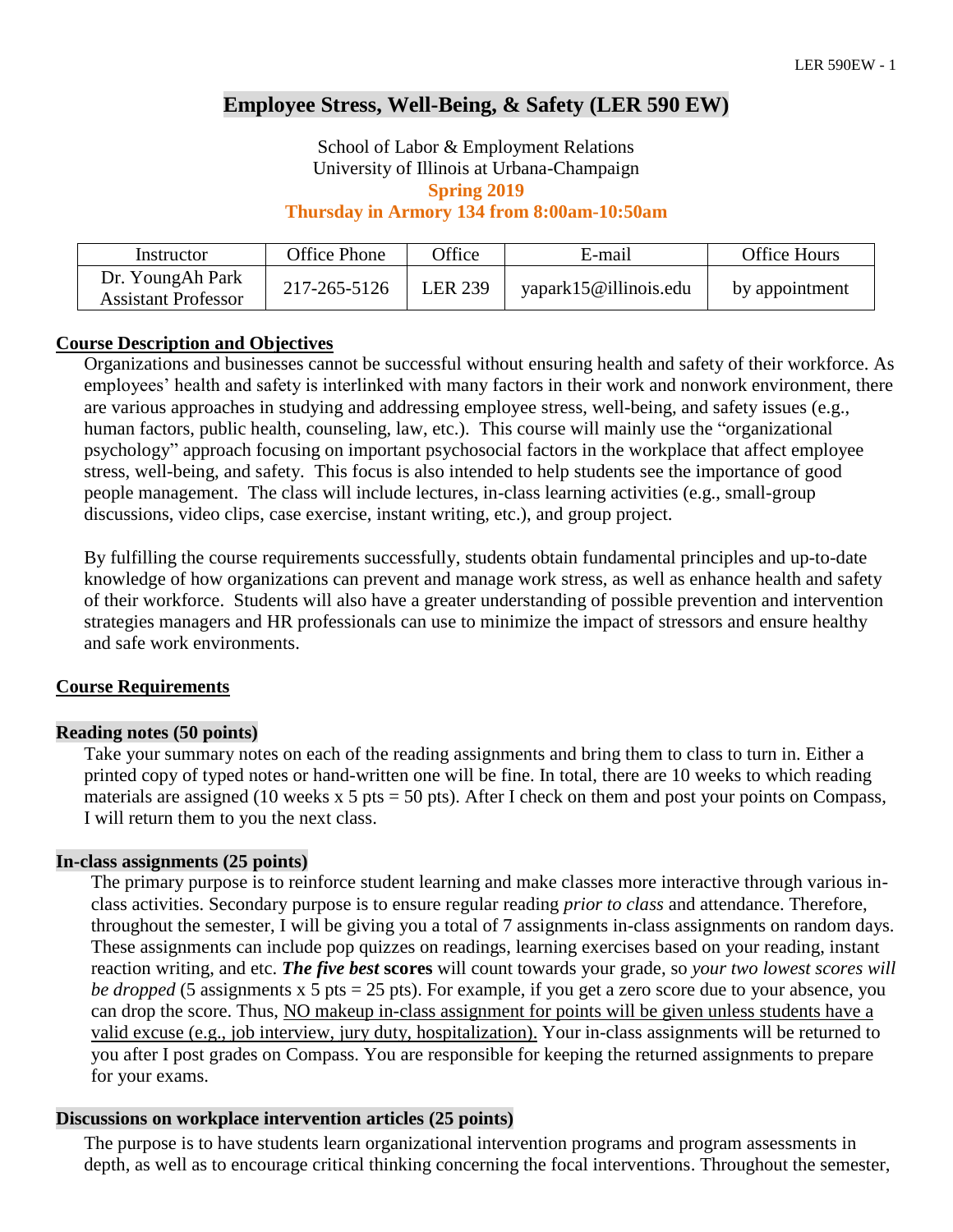# Employee Stress, Well-Being, & Safety (LER 590 EW)

School of Labor & Employment Relations
University of Illinois at Urbana-Champaign
**Spring 2019**
**Thursday in Armory 134 from 8:00am-10:50am**

| Instructor | Office Phone | Office | E-mail | Office Hours |
|---|---|---|---|---|
| Dr. YoungAh Park<br>Assistant Professor | 217-265-5126 | LER 239 | yapark15@illinois.edu | by appointment |

## Course Description and Objectives

Organizations and businesses cannot be successful without ensuring health and safety of their workforce. As employees' health and safety is interlinked with many factors in their work and nonwork environment, there are various approaches in studying and addressing employee stress, well-being, and safety issues (e.g., human factors, public health, counseling, law, etc.). This course will mainly use the "organizational psychology" approach focusing on important psychosocial factors in the workplace that affect employee stress, well-being, and safety. This focus is also intended to help students see the importance of good people management. The class will include lectures, in-class learning activities (e.g., small-group discussions, video clips, case exercise, instant writing, etc.), and group project.

By fulfilling the course requirements successfully, students obtain fundamental principles and up-to-date knowledge of how organizations can prevent and manage work stress, as well as enhance health and safety of their workforce. Students will also have a greater understanding of possible prevention and intervention strategies managers and HR professionals can use to minimize the impact of stressors and ensure healthy and safe work environments.

## Course Requirements

### Reading notes (50 points)

Take your summary notes on each of the reading assignments and bring them to class to turn in. Either a printed copy of typed notes or hand-written one will be fine. In total, there are 10 weeks to which reading materials are assigned (10 weeks x 5 pts = 50 pts). After I check on them and post your points on Compass, I will return them to you the next class.

### In-class assignments (25 points)

The primary purpose is to reinforce student learning and make classes more interactive through various in-class activities. Secondary purpose is to ensure regular reading *prior to class* and attendance. Therefore, throughout the semester, I will be giving you a total of 7 assignments in-class assignments on random days. These assignments can include pop quizzes on readings, learning exercises based on your reading, instant reaction writing, and etc. ***The five best*** **scores** will count towards your grade, so *your two lowest scores will be dropped* (5 assignments x 5 pts = 25 pts). For example, if you get a zero score due to your absence, you can drop the score. Thus, NO makeup in-class assignment for points will be given unless students have a valid excuse (e.g., job interview, jury duty, hospitalization). Your in-class assignments will be returned to you after I post grades on Compass. You are responsible for keeping the returned assignments to prepare for your exams.

### Discussions on workplace intervention articles (25 points)

The purpose is to have students learn organizational intervention programs and program assessments in depth, as well as to encourage critical thinking concerning the focal interventions. Throughout the semester,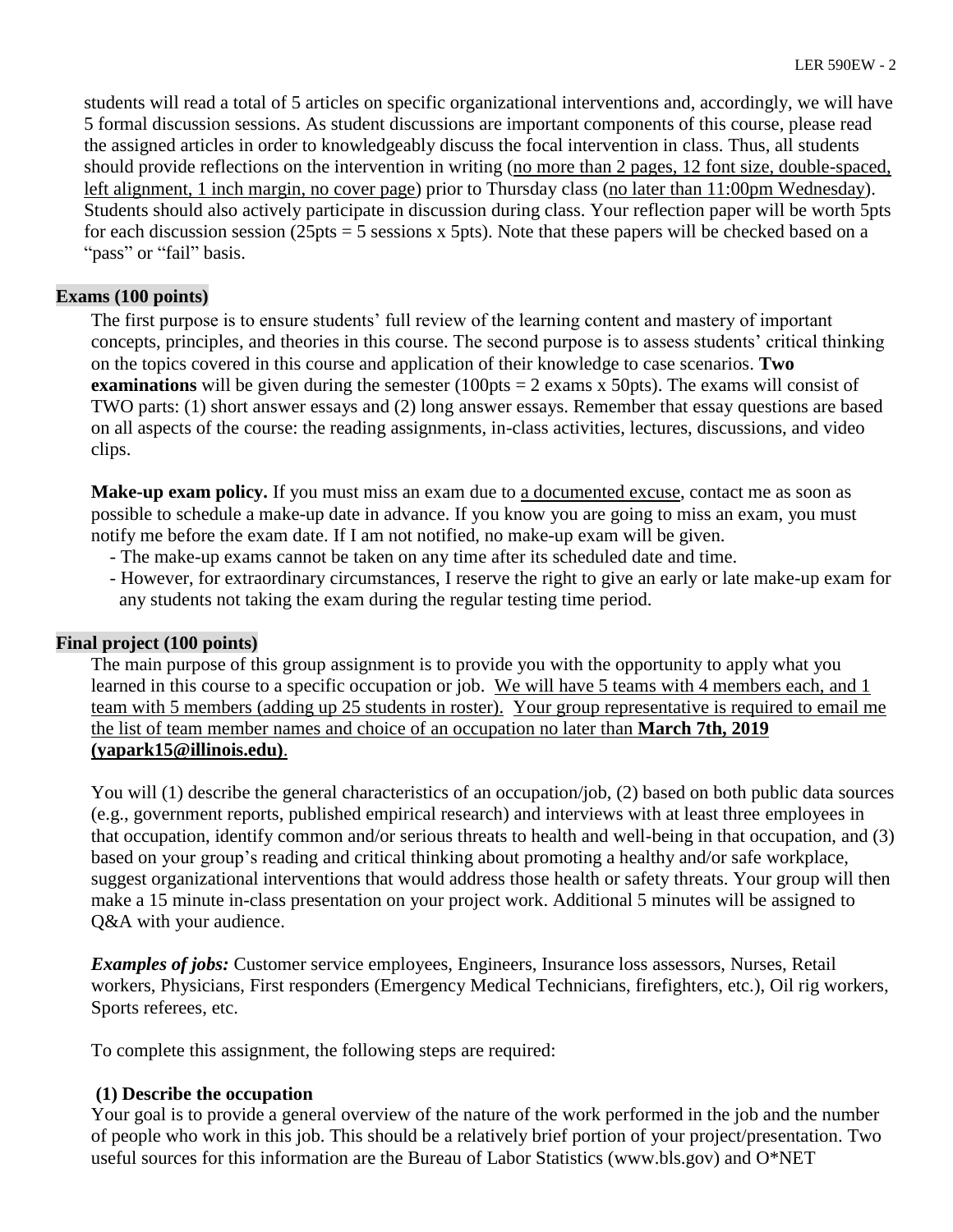students will read a total of 5 articles on specific organizational interventions and, accordingly, we will have 5 formal discussion sessions. As student discussions are important components of this course, please read the assigned articles in order to knowledgeably discuss the focal intervention in class. Thus, all students should provide reflections on the intervention in writing (no more than 2 pages, 12 font size, double-spaced, left alignment, 1 inch margin, no cover page) prior to Thursday class (no later than 11:00pm Wednesday). Students should also actively participate in discussion during class. Your reflection paper will be worth 5pts for each discussion session (25pts = 5 sessions x 5pts). Note that these papers will be checked based on a "pass" or "fail" basis.

## Exams (100 points)

The first purpose is to ensure students' full review of the learning content and mastery of important concepts, principles, and theories in this course. The second purpose is to assess students' critical thinking on the topics covered in this course and application of their knowledge to case scenarios. **Two examinations** will be given during the semester (100pts = 2 exams x 50pts). The exams will consist of TWO parts: (1) short answer essays and (2) long answer essays. Remember that essay questions are based on all aspects of the course: the reading assignments, in-class activities, lectures, discussions, and video clips.

**Make-up exam policy.** If you must miss an exam due to a documented excuse, contact me as soon as possible to schedule a make-up date in advance. If you know you are going to miss an exam, you must notify me before the exam date. If I am not notified, no make-up exam will be given.

- The make-up exams cannot be taken on any time after its scheduled date and time.
- However, for extraordinary circumstances, I reserve the right to give an early or late make-up exam for any students not taking the exam during the regular testing time period.

## Final project (100 points)

The main purpose of this group assignment is to provide you with the opportunity to apply what you learned in this course to a specific occupation or job. We will have 5 teams with 4 members each, and 1 team with 5 members (adding up 25 students in roster). Your group representative is required to email me the list of team member names and choice of an occupation no later than **March 7th, 2019 (yapark15@illinois.edu)**.

You will (1) describe the general characteristics of an occupation/job, (2) based on both public data sources (e.g., government reports, published empirical research) and interviews with at least three employees in that occupation, identify common and/or serious threats to health and well-being in that occupation, and (3) based on your group's reading and critical thinking about promoting a healthy and/or safe workplace, suggest organizational interventions that would address those health or safety threats. Your group will then make a 15 minute in-class presentation on your project work. Additional 5 minutes will be assigned to Q&A with your audience.

***Examples of jobs:*** Customer service employees, Engineers, Insurance loss assessors, Nurses, Retail workers, Physicians, First responders (Emergency Medical Technicians, firefighters, etc.), Oil rig workers, Sports referees, etc.

To complete this assignment, the following steps are required:

### (1) Describe the occupation

Your goal is to provide a general overview of the nature of the work performed in the job and the number of people who work in this job. This should be a relatively brief portion of your project/presentation. Two useful sources for this information are the Bureau of Labor Statistics (www.bls.gov) and O*NET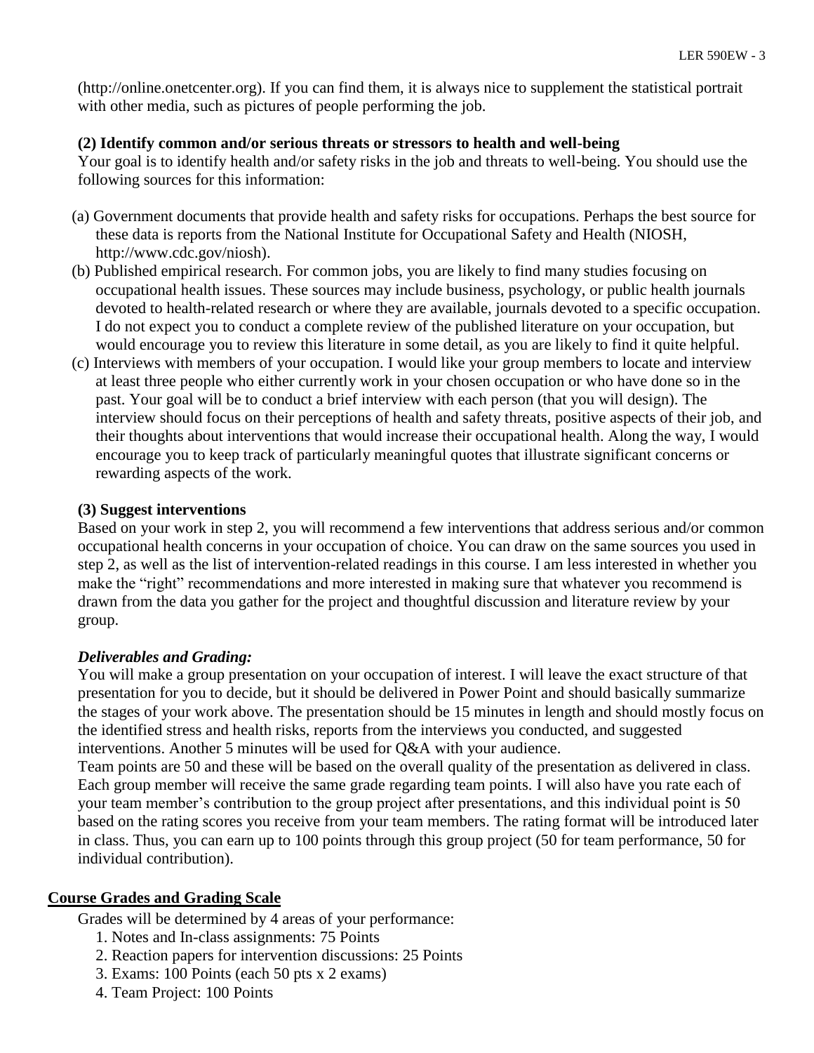(http://online.onetcenter.org). If you can find them, it is always nice to supplement the statistical portrait with other media, such as pictures of people performing the job.

**(2) Identify common and/or serious threats or stressors to health and well-being**

Your goal is to identify health and/or safety risks in the job and threats to well-being. You should use the following sources for this information:

(a) Government documents that provide health and safety risks for occupations. Perhaps the best source for these data is reports from the National Institute for Occupational Safety and Health (NIOSH, http://www.cdc.gov/niosh).

(b) Published empirical research. For common jobs, you are likely to find many studies focusing on occupational health issues. These sources may include business, psychology, or public health journals devoted to health-related research or where they are available, journals devoted to a specific occupation. I do not expect you to conduct a complete review of the published literature on your occupation, but would encourage you to review this literature in some detail, as you are likely to find it quite helpful.

(c) Interviews with members of your occupation. I would like your group members to locate and interview at least three people who either currently work in your chosen occupation or who have done so in the past. Your goal will be to conduct a brief interview with each person (that you will design). The interview should focus on their perceptions of health and safety threats, positive aspects of their job, and their thoughts about interventions that would increase their occupational health. Along the way, I would encourage you to keep track of particularly meaningful quotes that illustrate significant concerns or rewarding aspects of the work.

**(3) Suggest interventions**

Based on your work in step 2, you will recommend a few interventions that address serious and/or common occupational health concerns in your occupation of choice. You can draw on the same sources you used in step 2, as well as the list of intervention-related readings in this course. I am less interested in whether you make the "right" recommendations and more interested in making sure that whatever you recommend is drawn from the data you gather for the project and thoughtful discussion and literature review by your group.

***Deliverables and Grading:***

You will make a group presentation on your occupation of interest. I will leave the exact structure of that presentation for you to decide, but it should be delivered in Power Point and should basically summarize the stages of your work above. The presentation should be 15 minutes in length and should mostly focus on the identified stress and health risks, reports from the interviews you conducted, and suggested interventions. Another 5 minutes will be used for Q&A with your audience.

Team points are 50 and these will be based on the overall quality of the presentation as delivered in class. Each group member will receive the same grade regarding team points. I will also have you rate each of your team member's contribution to the group project after presentations, and this individual point is 50 based on the rating scores you receive from your team members. The rating format will be introduced later in class. Thus, you can earn up to 100 points through this group project (50 for team performance, 50 for individual contribution).

## Course Grades and Grading Scale

Grades will be determined by 4 areas of your performance:

1. Notes and In-class assignments: 75 Points
2. Reaction papers for intervention discussions: 25 Points
3. Exams: 100 Points (each 50 pts x 2 exams)
4. Team Project: 100 Points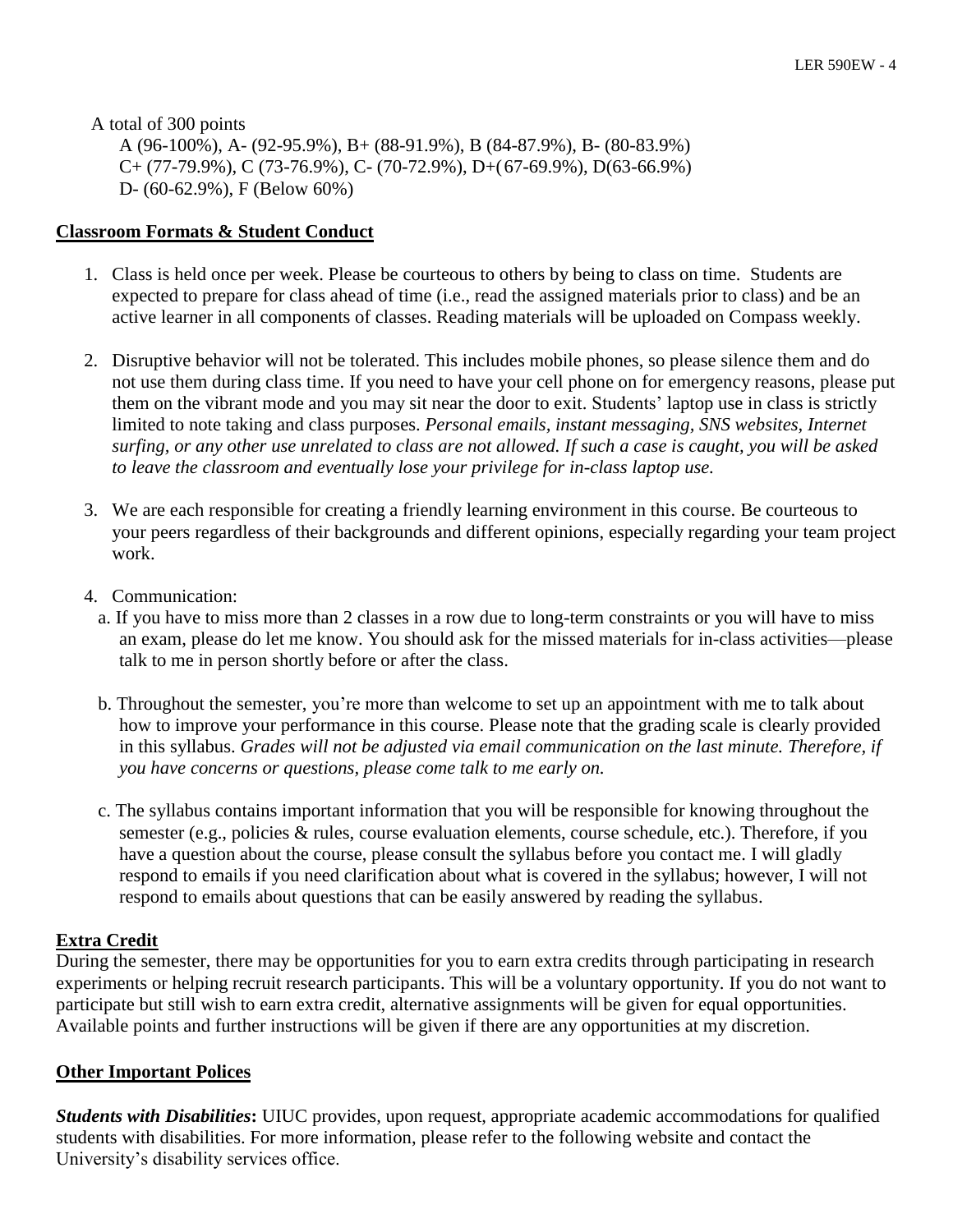A total of 300 points

A (96-100%), A- (92-95.9%), B+ (88-91.9%), B (84-87.9%), B- (80-83.9%)
C+ (77-79.9%), C (73-76.9%), C- (70-72.9%), D+(67-69.9%), D(63-66.9%)
D- (60-62.9%), F (Below 60%)

**Classroom Formats & Student Conduct**

1. Class is held once per week. Please be courteous to others by being to class on time. Students are expected to prepare for class ahead of time (i.e., read the assigned materials prior to class) and be an active learner in all components of classes. Reading materials will be uploaded on Compass weekly.

2. Disruptive behavior will not be tolerated. This includes mobile phones, so please silence them and do not use them during class time. If you need to have your cell phone on for emergency reasons, please put them on the vibrant mode and you may sit near the door to exit. Students' laptop use in class is strictly limited to note taking and class purposes. *Personal emails, instant messaging, SNS websites, Internet surfing, or any other use unrelated to class are not allowed. If such a case is caught, you will be asked to leave the classroom and eventually lose your privilege for in-class laptop use.*

3. We are each responsible for creating a friendly learning environment in this course. Be courteous to your peers regardless of their backgrounds and different opinions, especially regarding your team project work.

4. Communication:

   a. If you have to miss more than 2 classes in a row due to long-term constraints or you will have to miss an exam, please do let me know. You should ask for the missed materials for in-class activities—please talk to me in person shortly before or after the class.

   b. Throughout the semester, you're more than welcome to set up an appointment with me to talk about how to improve your performance in this course. Please note that the grading scale is clearly provided in this syllabus. *Grades will not be adjusted via email communication on the last minute. Therefore, if you have concerns or questions, please come talk to me early on.*

   c. The syllabus contains important information that you will be responsible for knowing throughout the semester (e.g., policies & rules, course evaluation elements, course schedule, etc.). Therefore, if you have a question about the course, please consult the syllabus before you contact me. I will gladly respond to emails if you need clarification about what is covered in the syllabus; however, I will not respond to emails about questions that can be easily answered by reading the syllabus.

**Extra Credit**

During the semester, there may be opportunities for you to earn extra credits through participating in research experiments or helping recruit research participants. This will be a voluntary opportunity. If you do not want to participate but still wish to earn extra credit, alternative assignments will be given for equal opportunities. Available points and further instructions will be given if there are any opportunities at my discretion.

**Other Important Polices**

***Students with Disabilities*:** UIUC provides, upon request, appropriate academic accommodations for qualified students with disabilities. For more information, please refer to the following website and contact the University's disability services office.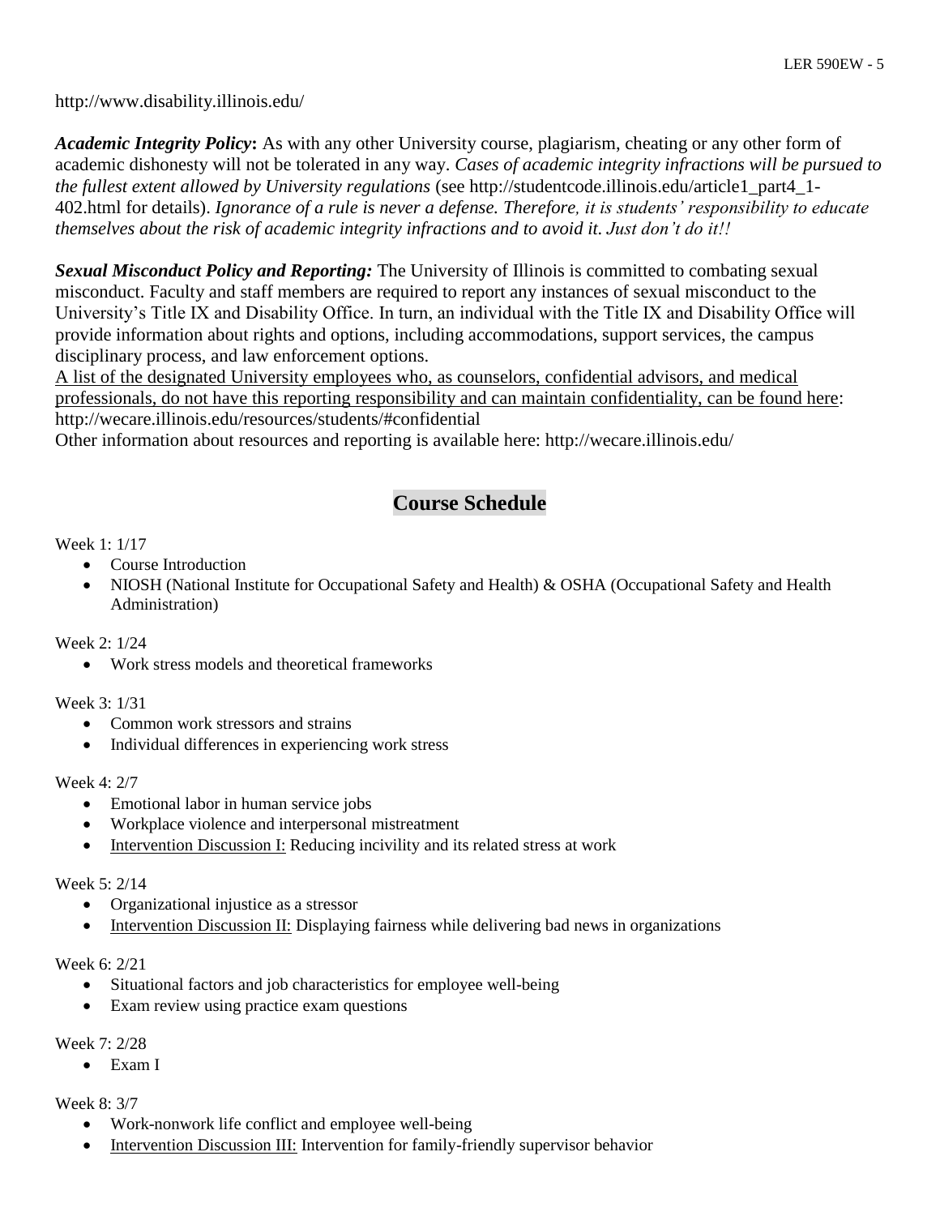http://www.disability.illinois.edu/

***Academic Integrity Policy*:** As with any other University course, plagiarism, cheating or any other form of academic dishonesty will not be tolerated in any way. *Cases of academic integrity infractions will be pursued to the fullest extent allowed by University regulations* (see http://studentcode.illinois.edu/article1_part4_1-402.html for details). *Ignorance of a rule is never a defense. Therefore, it is students' responsibility to educate themselves about the risk of academic integrity infractions and to avoid it. Just don't do it!!*

***Sexual Misconduct Policy and Reporting:*** The University of Illinois is committed to combating sexual misconduct. Faculty and staff members are required to report any instances of sexual misconduct to the University's Title IX and Disability Office. In turn, an individual with the Title IX and Disability Office will provide information about rights and options, including accommodations, support services, the campus disciplinary process, and law enforcement options.
A list of the designated University employees who, as counselors, confidential advisors, and medical professionals, do not have this reporting responsibility and can maintain confidentiality, can be found here: http://wecare.illinois.edu/resources/students/#confidential
Other information about resources and reporting is available here: http://wecare.illinois.edu/

## Course Schedule

Week 1: 1/17
- Course Introduction
- NIOSH (National Institute for Occupational Safety and Health) & OSHA (Occupational Safety and Health Administration)

Week 2: 1/24
- Work stress models and theoretical frameworks

Week 3: 1/31
- Common work stressors and strains
- Individual differences in experiencing work stress

Week 4: 2/7
- Emotional labor in human service jobs
- Workplace violence and interpersonal mistreatment
- Intervention Discussion I: Reducing incivility and its related stress at work

Week 5: 2/14
- Organizational injustice as a stressor
- Intervention Discussion II: Displaying fairness while delivering bad news in organizations

Week 6: 2/21
- Situational factors and job characteristics for employee well-being
- Exam review using practice exam questions

Week 7: 2/28
- Exam I

Week 8: 3/7
- Work-nonwork life conflict and employee well-being
- Intervention Discussion III: Intervention for family-friendly supervisor behavior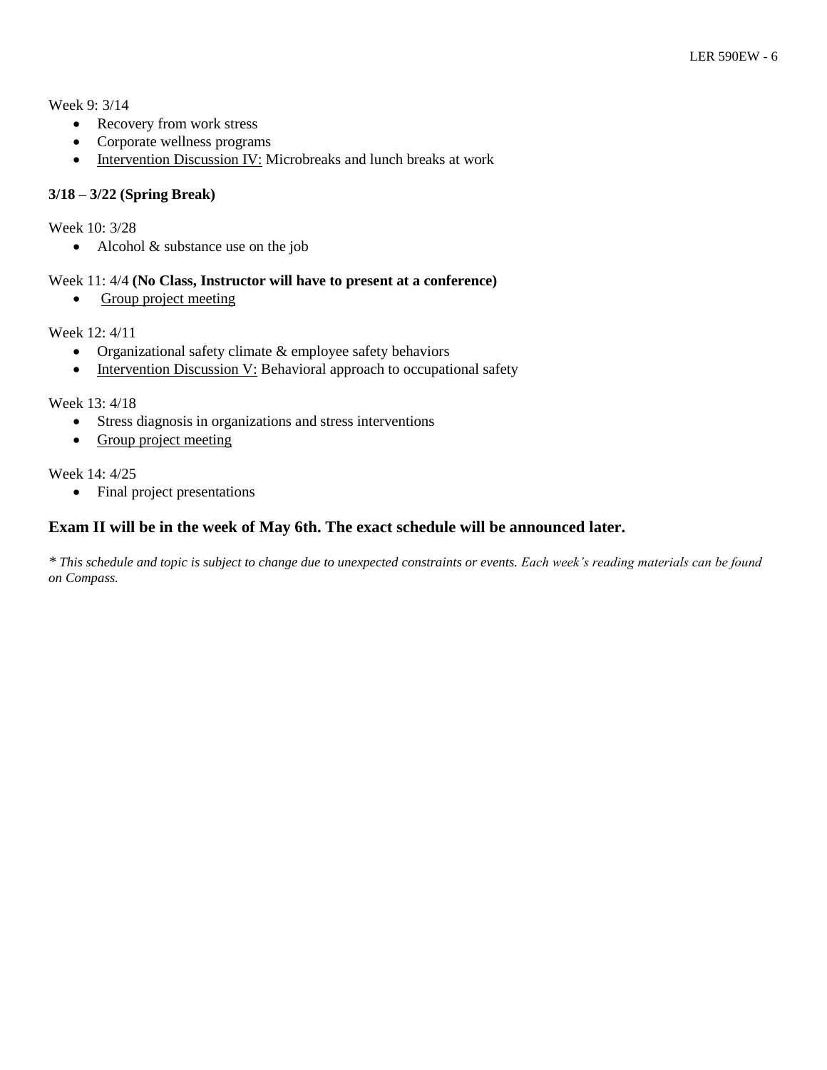Week 9: 3/14

- Recovery from work stress
- Corporate wellness programs
- Intervention Discussion IV: Microbreaks and lunch breaks at work

**3/18 – 3/22 (Spring Break)**

Week 10: 3/28

- Alcohol & substance use on the job

Week 11: 4/4 **(No Class, Instructor will have to present at a conference)**

- Group project meeting

Week 12: 4/11

- Organizational safety climate & employee safety behaviors
- Intervention Discussion V: Behavioral approach to occupational safety

Week 13: 4/18

- Stress diagnosis in organizations and stress interventions
- Group project meeting

Week 14: 4/25

- Final project presentations

## Exam II will be in the week of May 6th. The exact schedule will be announced later.

*\* This schedule and topic is subject to change due to unexpected constraints or events. Each week's reading materials can be found on Compass.*